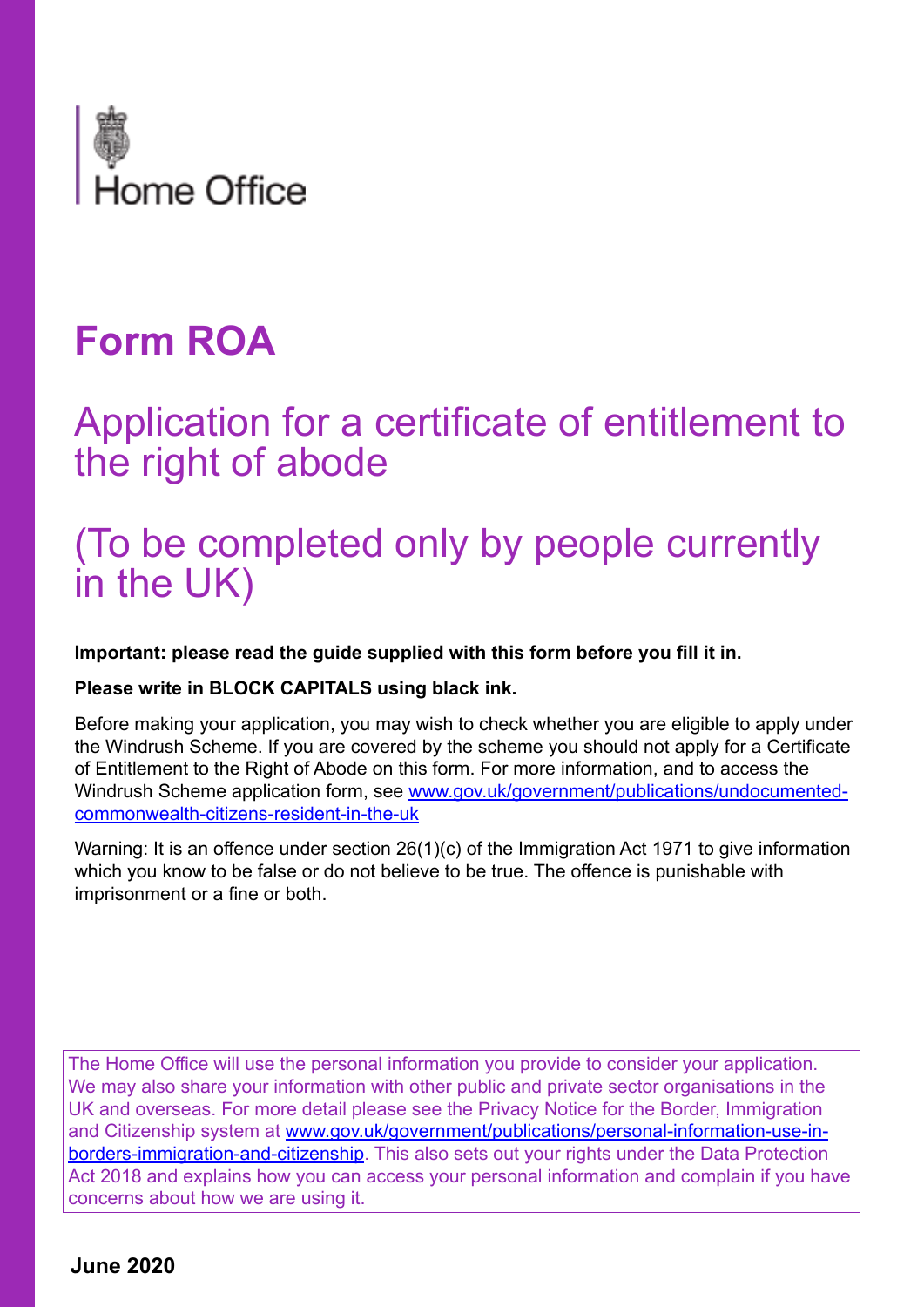Home Office

# Form ROA

## Application for a certificate of entitlement to the right of abode

## (To be completed only by people currently in the UK)

**Important: please read the guide supplied with this form before you fill it in.**

**Please write in BLOCK CAPITALS using black ink.**

Before making your application, you may wish to check whether you are eligible to apply under the Windrush Scheme. If you are covered by the scheme you should not apply for a Certificate of Entitlement to the Right of Abode on this form. For more information, and to access the Windrush Scheme application form, see [www.gov.uk/government/publications/undocumented-commonwealth-citizens-resident-in-the-uk](www.gov.uk/government/publications/undocumented-commonwealth-citizens-resident-in-the-uk)

Warning: It is an offence under section 26(1)(c) of the Immigration Act 1971 to give information which you know to be false or do not believe to be true. The offence is punishable with imprisonment or a fine or both.

The Home Office will use the personal information you provide to consider your application. We may also share your information with other public and private sector organisations in the UK and overseas. For more detail please see the Privacy Notice for the Border, Immigration and Citizenship system at [www.gov.uk/government/publications/personal-information-use-in-borders-immigration-and-citizenship](www.gov.uk/government/publications/personal-information-use-in-borders-immigration-and-citizenship). This also sets out your rights under the Data Protection Act 2018 and explains how you can access your personal information and complain if you have concerns about how we are using it.

**June 2020**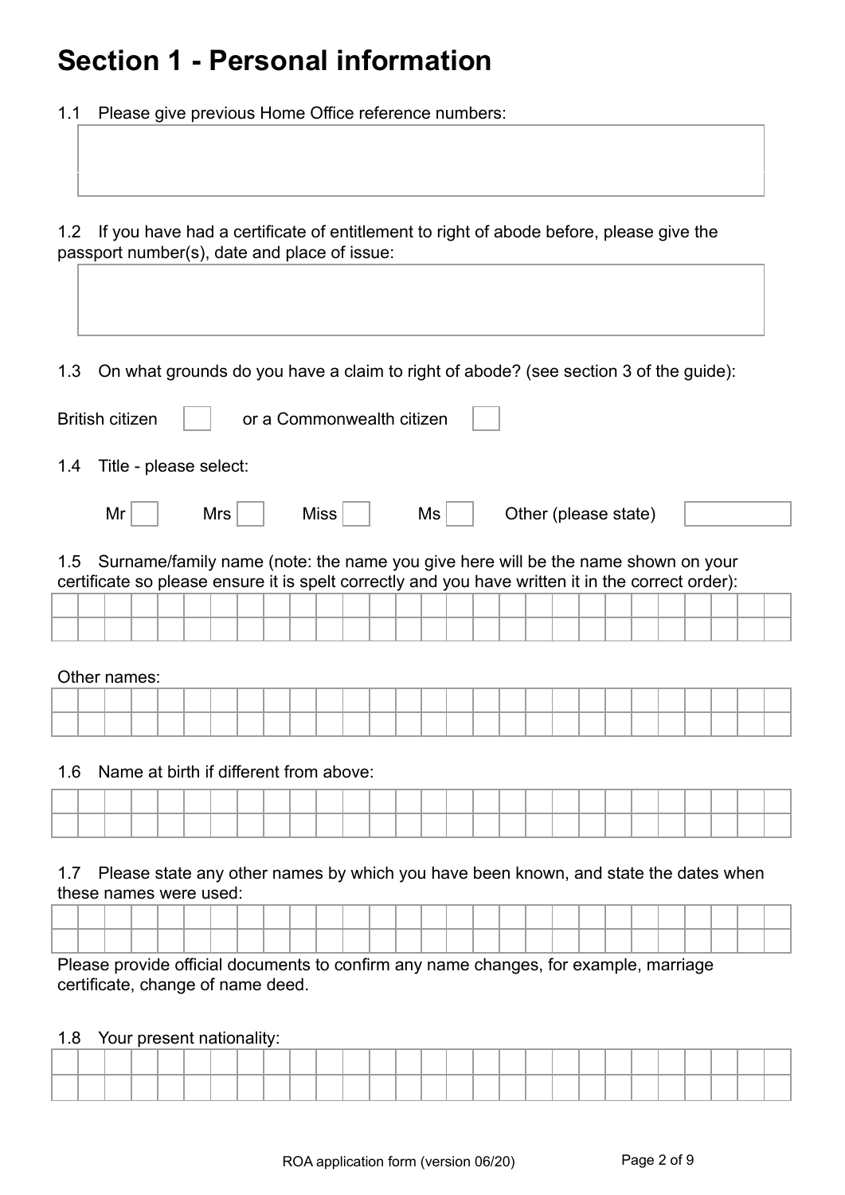# Section 1 - Personal information

1.1 Please give previous Home Office reference numbers:

1.2 If you have had a certificate of entitlement to right of abode before, please give the passport number(s), date and place of issue:

1.3 On what grounds do you have a claim to right of abode? (see section 3 of the guide):

British citizen ☐ or a Commonwealth citizen ☐

1.4 Title - please select:

Mr ☐ Mrs ☐ Miss ☐ Ms ☐ Other (please state)

1.5 Surname/family name (note: the name you give here will be the name shown on your certificate so please ensure it is spelt correctly and you have written it in the correct order):

Other names:

1.6 Name at birth if different from above:

1.7 Please state any other names by which you have been known, and state the dates when these names were used:

Please provide official documents to confirm any name changes, for example, marriage certificate, change of name deed.

1.8 Your present nationality: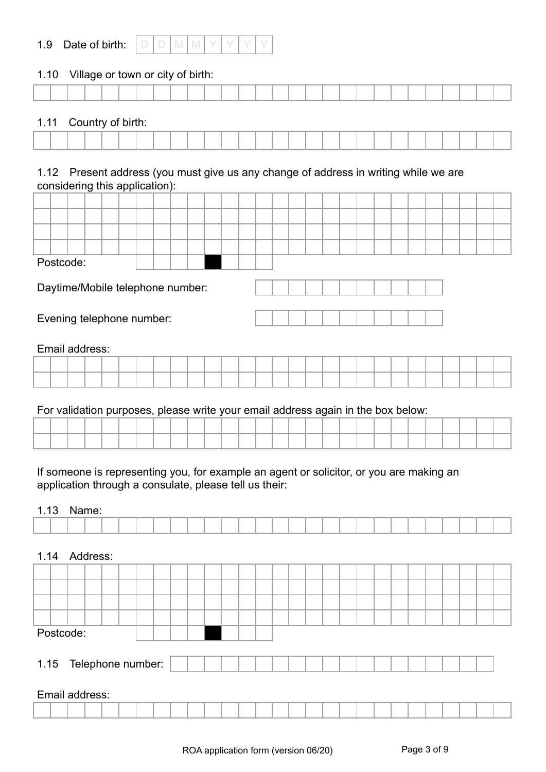1.9 Date of birth: D D M M Y Y Y Y

1.10 Village or town or city of birth:

1.11 Country of birth:

1.12 Present address (you must give us any change of address in writing while we are considering this application):

Postcode:

Daytime/Mobile telephone number:

Evening telephone number:

Email address:

For validation purposes, please write your email address again in the box below:

If someone is representing you, for example an agent or solicitor, or you are making an application through a consulate, please tell us their:

1.13 Name:

1.14 Address:

Postcode:

1.15 Telephone number:

Email address:

ROA application form (version 06/20)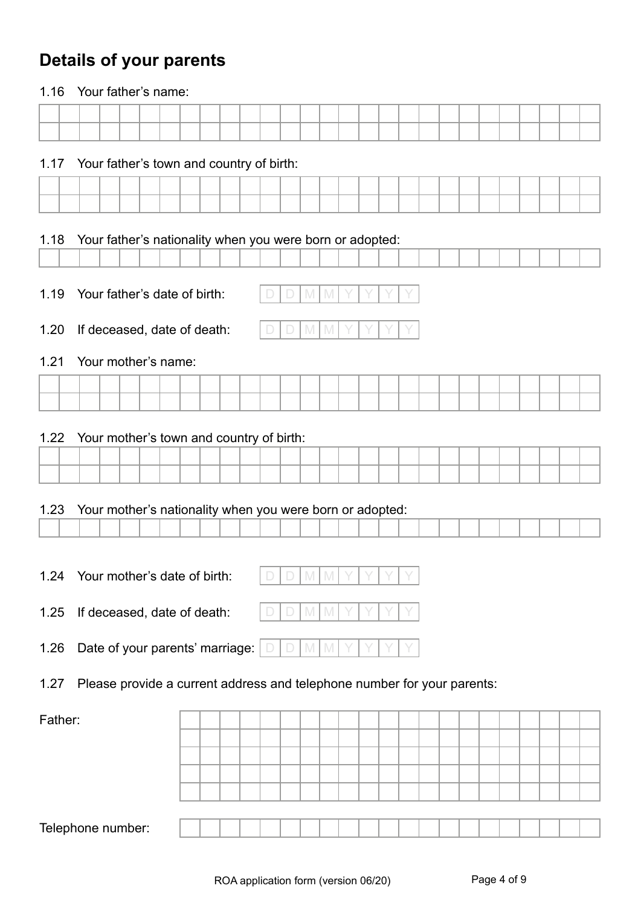## Details of your parents

1.16 Your father's name:

1.17 Your father's town and country of birth:

1.18 Your father's nationality when you were born or adopted:

1.19 Your father's date of birth: DDMMYYYY

1.20 If deceased, date of death: DDMMYYYY

1.21 Your mother's name:

1.22 Your mother's town and country of birth:

1.23 Your mother's nationality when you were born or adopted:

1.24 Your mother's date of birth: DDMMYYYY

1.25 If deceased, date of death: DDMMYYYY

1.26 Date of your parents' marriage: DDMMYYYY

1.27 Please provide a current address and telephone number for your parents:

Father:

Telephone number: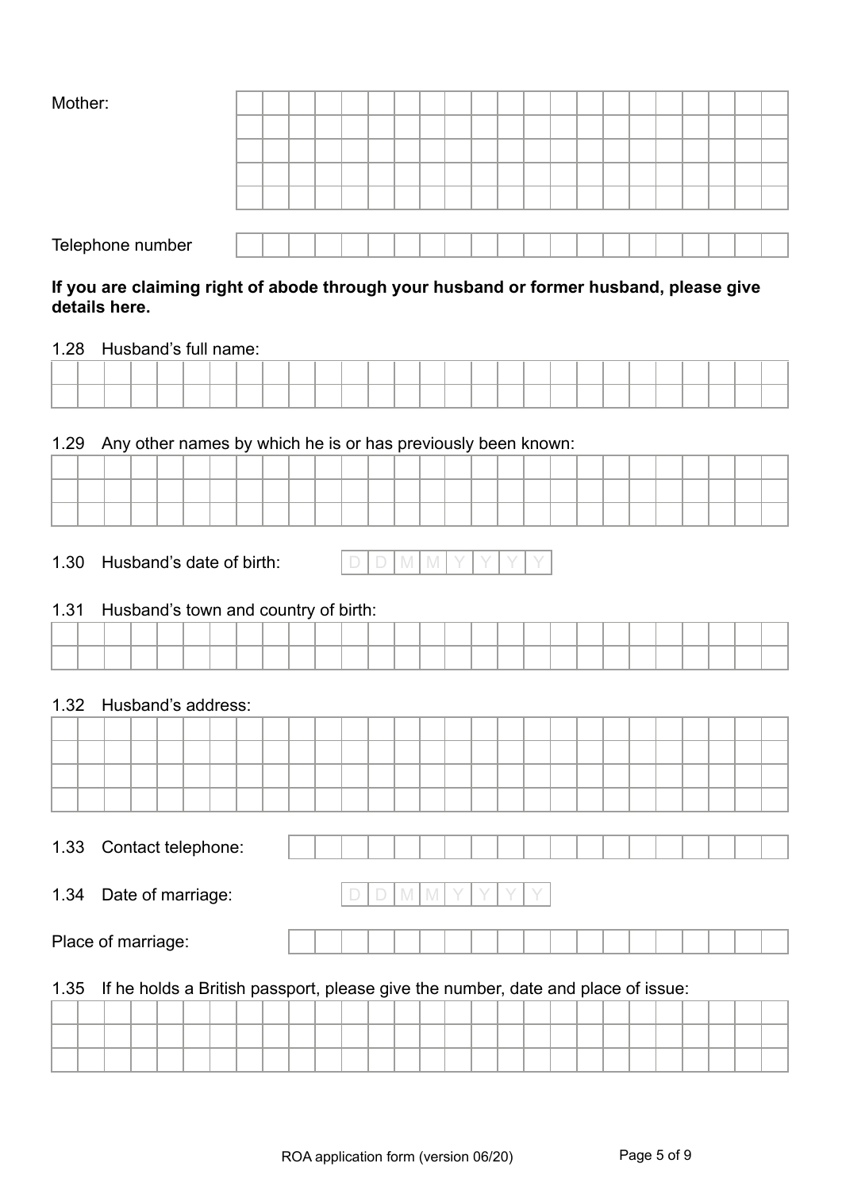Mother:

Telephone number

**If you are claiming right of abode through your husband or former husband, please give details here.**

1.28 Husband's full name:

1.29 Any other names by which he is or has previously been known:

1.30 Husband's date of birth: D D M M Y Y Y Y

1.31 Husband's town and country of birth:

1.32 Husband's address:

1.33 Contact telephone:

1.34 Date of marriage: D D M M Y Y Y Y

Place of marriage:

1.35 If he holds a British passport, please give the number, date and place of issue:

ROA application form (version 06/20)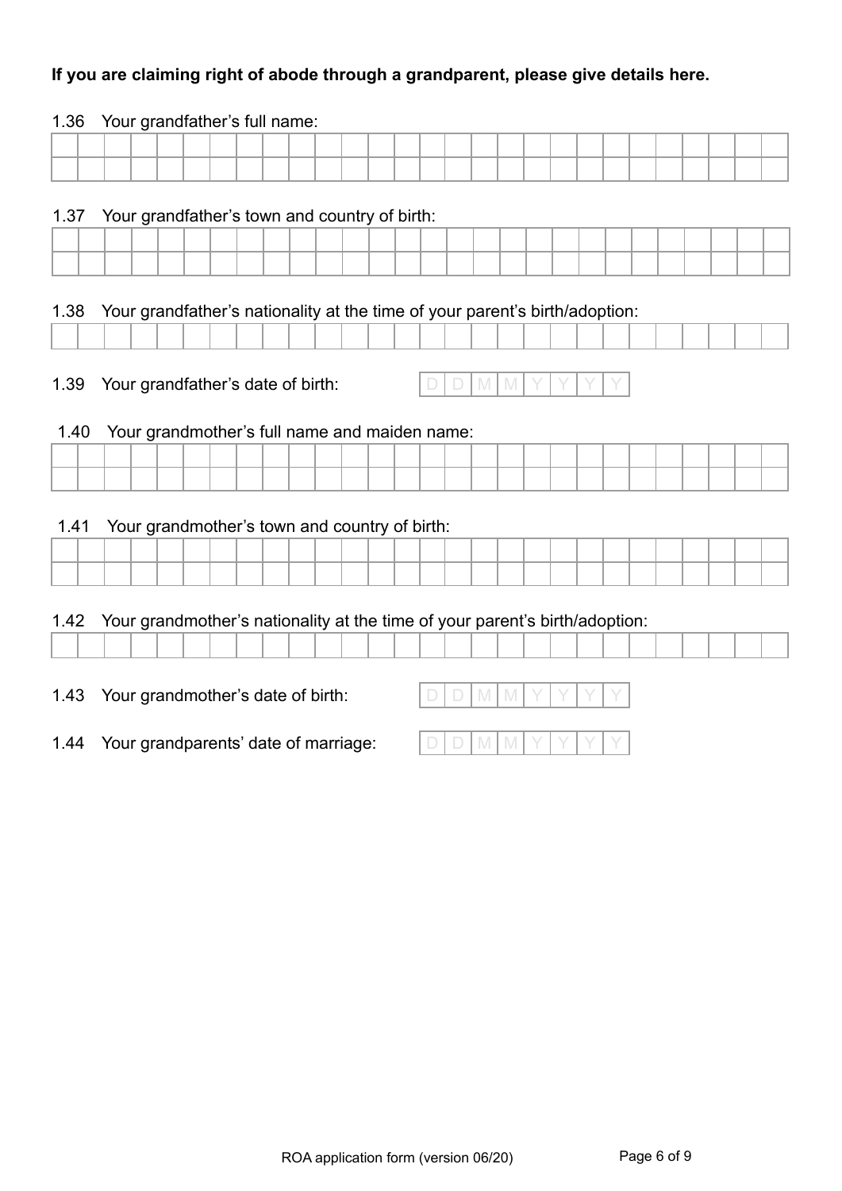**If you are claiming right of abode through a grandparent, please give details here.**

1.36 Your grandfather's full name:

1.37 Your grandfather's town and country of birth:

1.38 Your grandfather's nationality at the time of your parent's birth/adoption:

1.39 Your grandfather's date of birth: D D M M Y Y Y Y

1.40 Your grandmother's full name and maiden name:

1.41 Your grandmother's town and country of birth:

1.42 Your grandmother's nationality at the time of your parent's birth/adoption:

1.43 Your grandmother's date of birth: D D M M Y Y Y Y

1.44 Your grandparents' date of marriage: D D M M Y Y Y Y

ROA application form (version 06/20)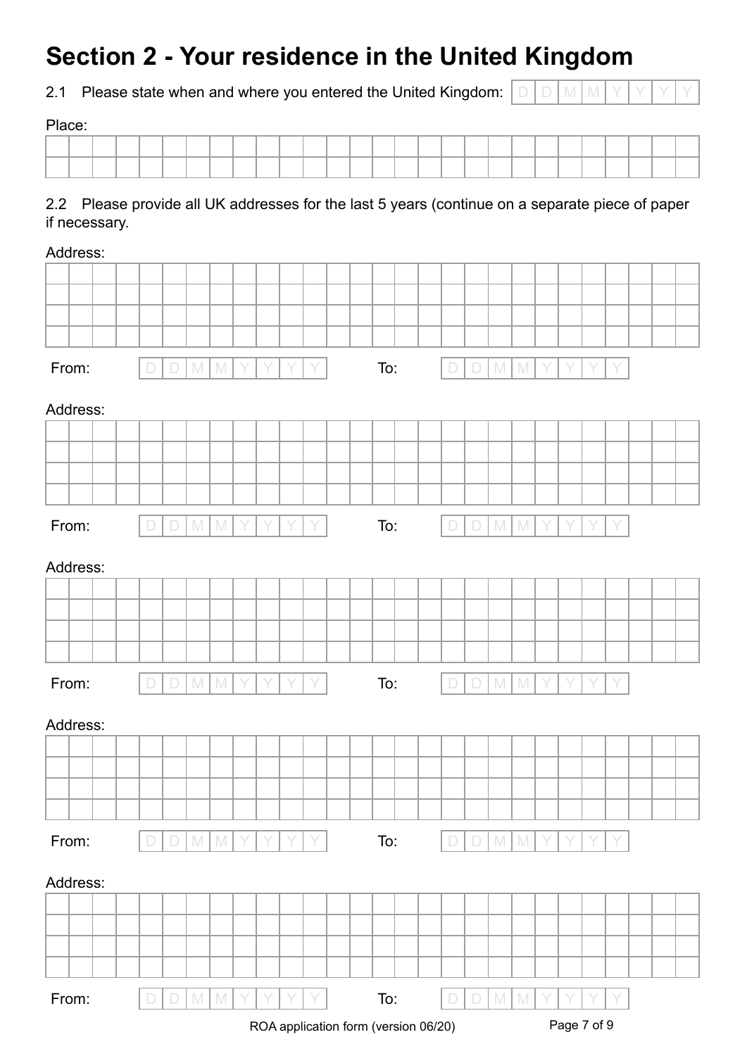# Section 2 - Your residence in the United Kingdom

2.1 Please state when and where you entered the United Kingdom: DDMMYYYY

Place:

2.2 Please provide all UK addresses for the last 5 years (continue on a separate piece of paper if necessary.

Address:

From: DDMMYYYY To: DDMMYYYY

Address:

From: DDMMYYYY To: DDMMYYYY

Address:

From: DDMMYYYY To: DDMMYYYY

Address:

From: DDMMYYYY To: DDMMYYYY

Address:

From: DDMMYYYY To: DDMMYYYY

ROA application form (version 06/20)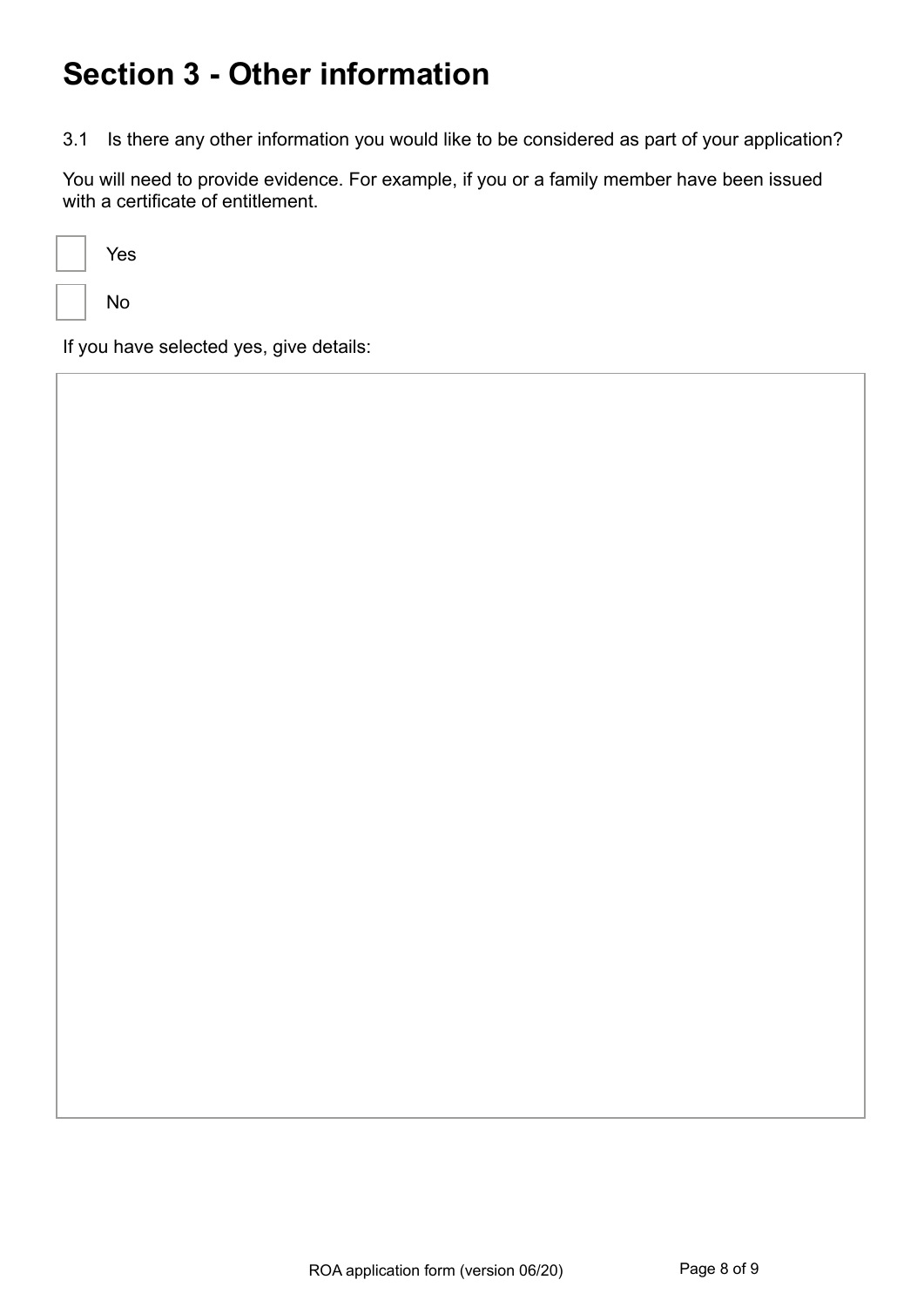# Section 3 - Other information

3.1 Is there any other information you would like to be considered as part of your application?

You will need to provide evidence. For example, if you or a family member have been issued with a certificate of entitlement.

☐ Yes

☐ No

If you have selected yes, give details:

ROA application form (version 06/20)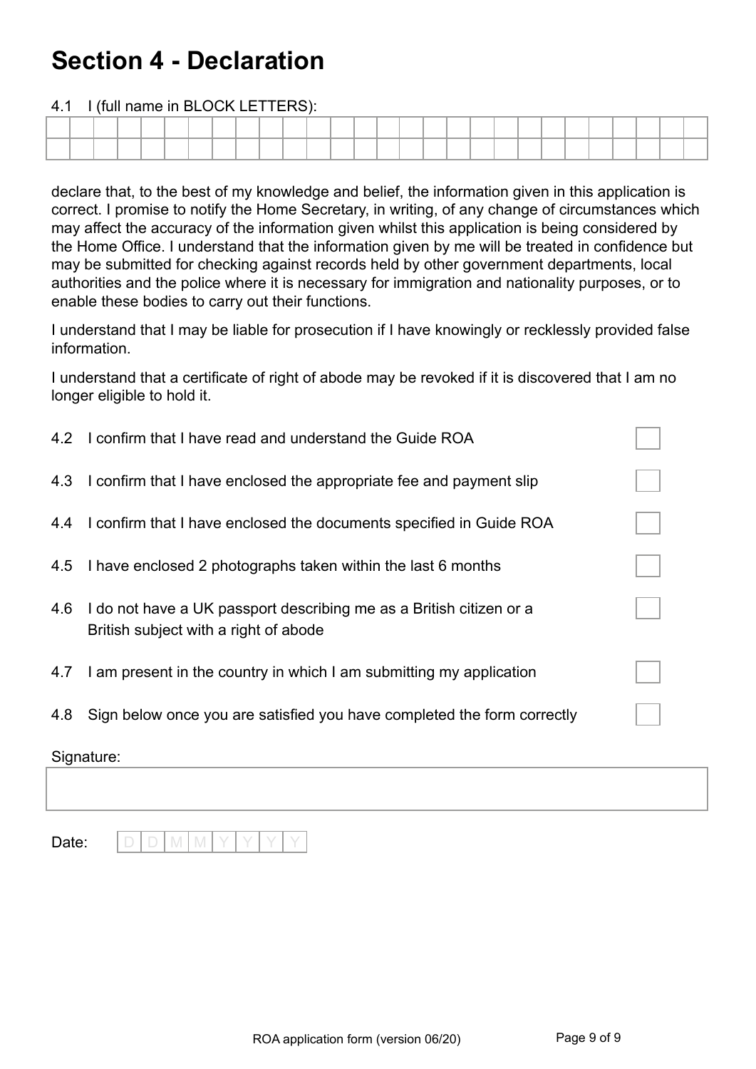# Section 4 - Declaration

4.1 I (full name in BLOCK LETTERS):

declare that, to the best of my knowledge and belief, the information given in this application is correct. I promise to notify the Home Secretary, in writing, of any change of circumstances which may affect the accuracy of the information given whilst this application is being considered by the Home Office. I understand that the information given by me will be treated in confidence but may be submitted for checking against records held by other government departments, local authorities and the police where it is necessary for immigration and nationality purposes, or to enable these bodies to carry out their functions.

I understand that I may be liable for prosecution if I have knowingly or recklessly provided false information.

I understand that a certificate of right of abode may be revoked if it is discovered that I am no longer eligible to hold it.

4.2 I confirm that I have read and understand the Guide ROA ☐

4.3 I confirm that I have enclosed the appropriate fee and payment slip ☐

4.4 I confirm that I have enclosed the documents specified in Guide ROA ☐

4.5 I have enclosed 2 photographs taken within the last 6 months ☐

4.6 I do not have a UK passport describing me as a British citizen or a British subject with a right of abode ☐

4.7 I am present in the country in which I am submitting my application ☐

4.8 Sign below once you are satisfied you have completed the form correctly ☐

Signature:

Date: D D M M Y Y Y Y

ROA application form (version 06/20)